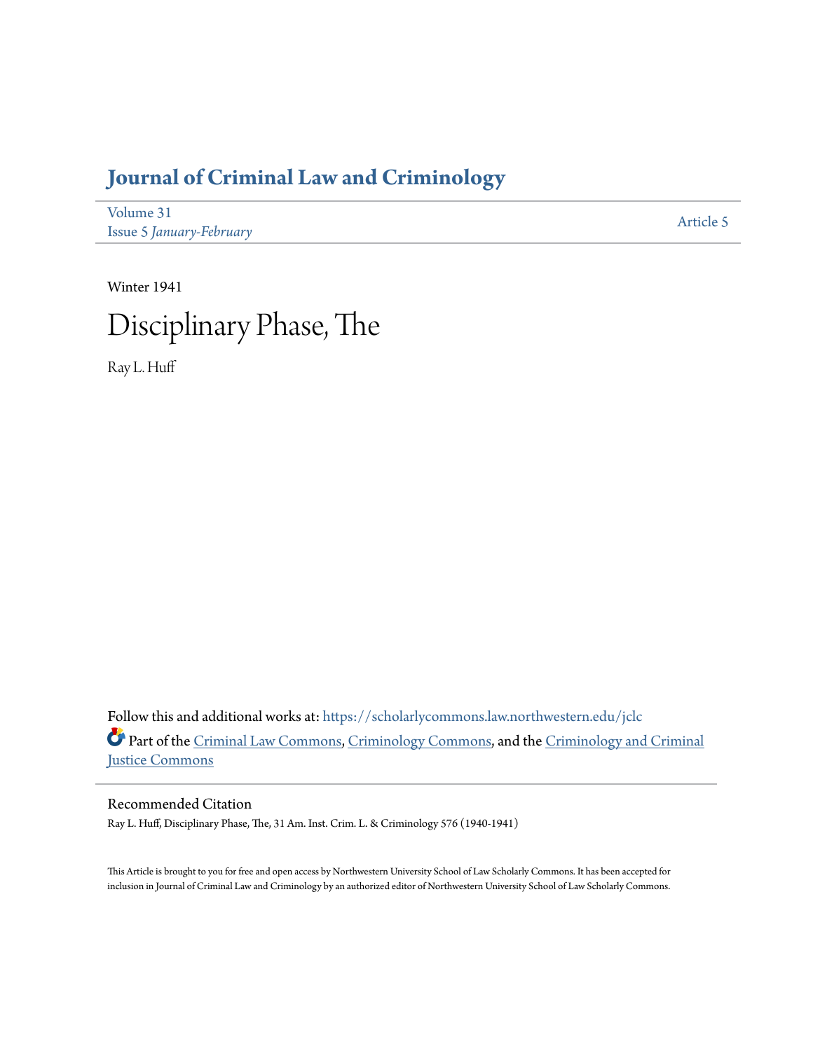# Journal of Criminal Law and Criminology

Volume 31
Issue 5 *January-February*

Article 5

Winter 1941

# Disciplinary Phase, The

Ray L. Huff

Follow this and additional works at: https://scholarlycommons.law.northwestern.edu/jclc

Part of the Criminal Law Commons, Criminology Commons, and the Criminology and Criminal Justice Commons

## Recommended Citation

Ray L. Huff, Disciplinary Phase, The, 31 Am. Inst. Crim. L. & Criminology 576 (1940-1941)

This Article is brought to you for free and open access by Northwestern University School of Law Scholarly Commons. It has been accepted for inclusion in Journal of Criminal Law and Criminology by an authorized editor of Northwestern University School of Law Scholarly Commons.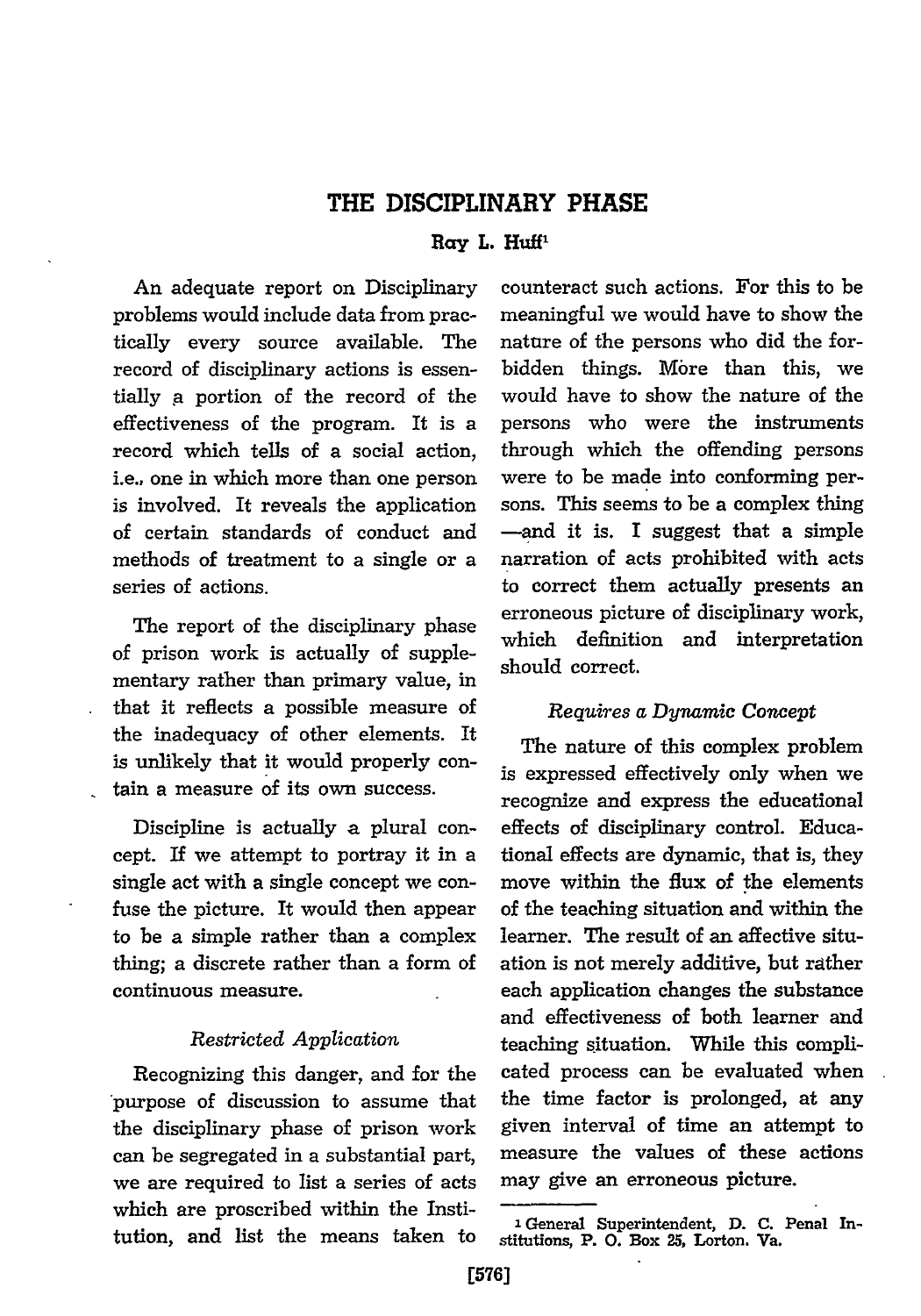# THE DISCIPLINARY PHASE

**Ray L. Huff**[1]

An adequate report on Disciplinary problems would include data from practically every source available. The record of disciplinary actions is essentially a portion of the record of the effectiveness of the program. It is a record which tells of a social action, i.e., one in which more than one person is involved. It reveals the application of certain standards of conduct and methods of treatment to a single or a series of actions.

The report of the disciplinary phase of prison work is actually of supplementary rather than primary value, in that it reflects a possible measure of the inadequacy of other elements. It is unlikely that it would properly contain a measure of its own success.

Discipline is actually a plural concept. If we attempt to portray it in a single act with a single concept we confuse the picture. It would then appear to be a simple rather than a complex thing; a discrete rather than a form of continuous measure.

### *Restricted Application*

Recognizing this danger, and for the purpose of discussion to assume that the disciplinary phase of prison work can be segregated in a substantial part, we are required to list a series of acts which are proscribed within the Institution, and list the means taken to counteract such actions. For this to be meaningful we would have to show the nature of the persons who did the forbidden things. More than this, we would have to show the nature of the persons who were the instruments through which the offending persons were to be made into conforming persons. This seems to be a complex thing—and it is. I suggest that a simple narration of acts prohibited with acts to correct them actually presents an erroneous picture of disciplinary work, which definition and interpretation should correct.

### *Requires a Dynamic Concept*

The nature of this complex problem is expressed effectively only when we recognize and express the educational effects of disciplinary control. Educational effects are dynamic, that is, they move within the flux of the elements of the teaching situation and within the learner. The result of an affective situation is not merely additive, but rather each application changes the substance and effectiveness of both learner and teaching situation. While this complicated process can be evaluated when the time factor is prolonged, at any given interval of time an attempt to measure the values of these actions may give an erroneous picture.

---

[1] General Superintendent, D. C. Penal Institutions, P. O. Box 25, Lorton, Va.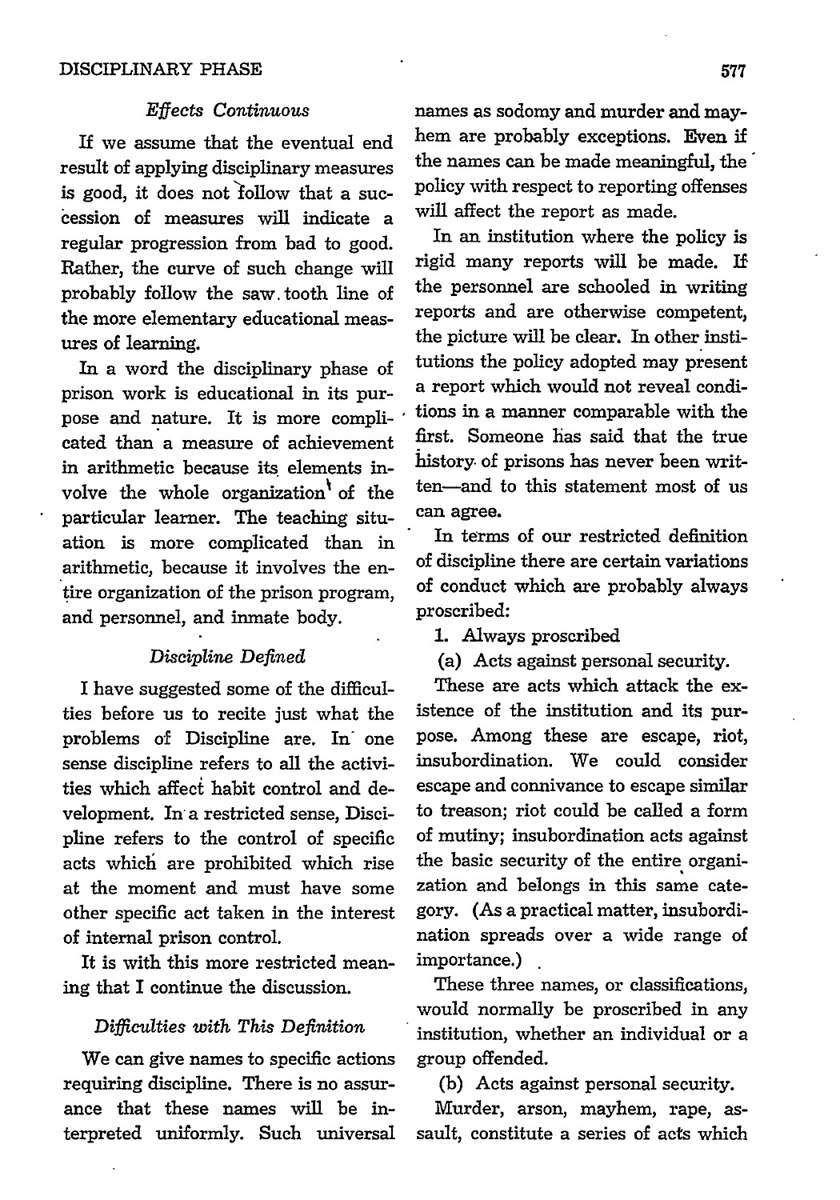### *Effects Continuous*

If we assume that the eventual end result of applying disciplinary measures is good, it does not follow that a succession of measures will indicate a regular progression from bad to good. Rather, the curve of such change will probably follow the saw tooth line of the more elementary educational measures of learning.

In a word the disciplinary phase of prison work is educational in its purpose and nature. It is more complicated than a measure of achievement in arithmetic because its elements involve the whole organization of the particular learner. The teaching situation is more complicated than in arithmetic, because it involves the entire organization of the prison program, and personnel, and inmate body.

### *Discipline Defined*

I have suggested some of the difficulties before us to recite just what the problems of Discipline are. In one sense discipline refers to all the activities which affect habit control and development. In a restricted sense, Discipline refers to the control of specific acts which are prohibited which rise at the moment and must have some other specific act taken in the interest of internal prison control.

It is with this more restricted meaning that I continue the discussion.

### *Difficulties with This Definition*

We can give names to specific actions requiring discipline. There is no assurance that these names will be interpreted uniformly. Such universal names as sodomy and murder and mayhem are probably exceptions. Even if the names can be made meaningful, the policy with respect to reporting offenses will affect the report as made.

In an institution where the policy is rigid many reports will be made. If the personnel are schooled in writing reports and are otherwise competent, the picture will be clear. In other institutions the policy adopted may present a report which would not reveal conditions in a manner comparable with the first. Someone has said that the true history of prisons has never been written—and to this statement most of us can agree.

In terms of our restricted definition of discipline there are certain variations of conduct which are probably always proscribed:

1. Always proscribed

(a) Acts against personal security.

These are acts which attack the existence of the institution and its purpose. Among these are escape, riot, insubordination. We could consider escape and connivance to escape similar to treason; riot could be called a form of mutiny; insubordination acts against the basic security of the entire organization and belongs in this same category. (As a practical matter, insubordination spreads over a wide range of importance.)

These three names, or classifications, would normally be proscribed in any institution, whether an individual or a group offended.

(b) Acts against personal security.

Murder, arson, mayhem, rape, assault, constitute a series of acts which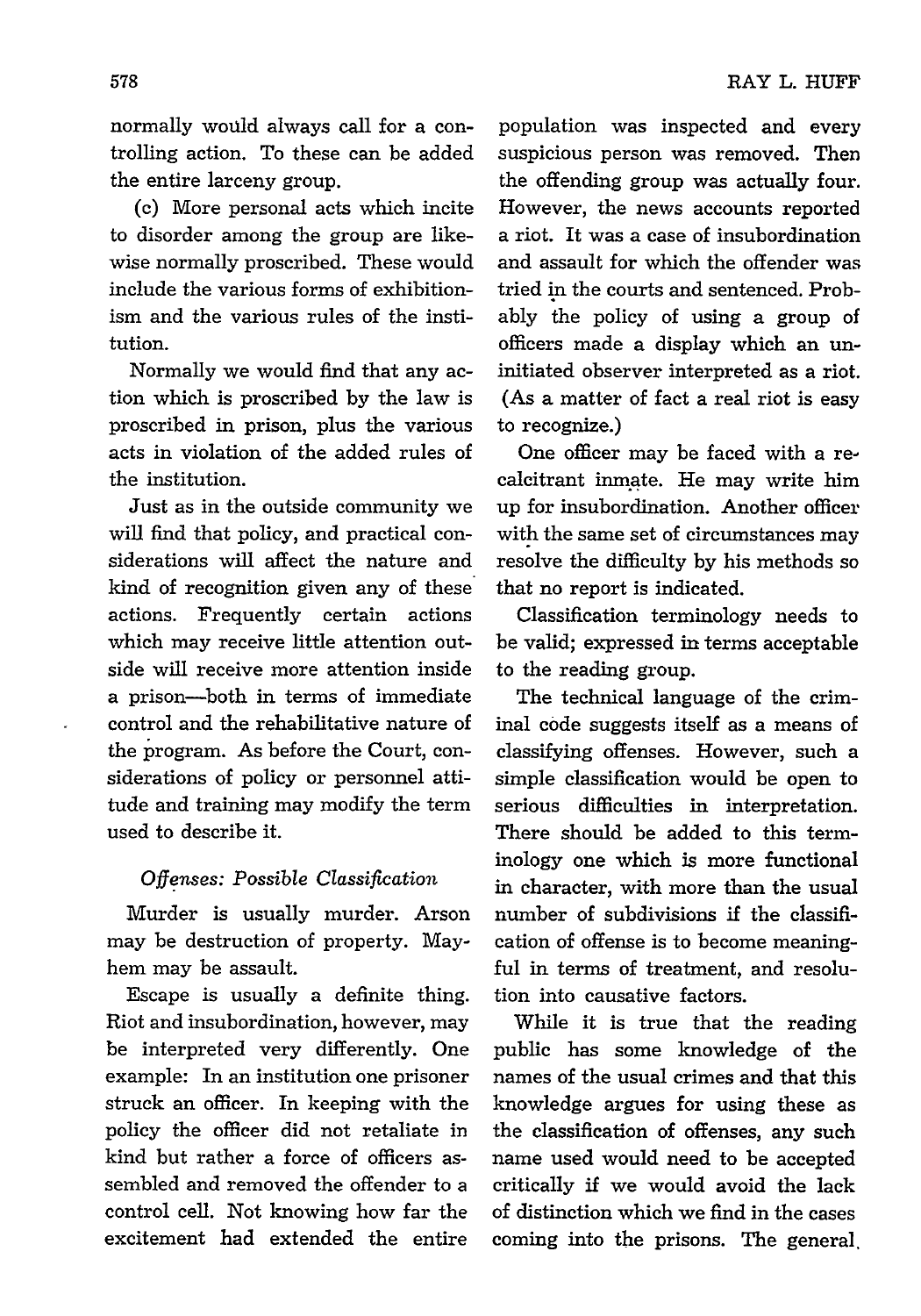normally would always call for a controlling action. To these can be added the entire larceny group.

(c) More personal acts which incite to disorder among the group are likewise normally proscribed. These would include the various forms of exhibitionism and the various rules of the institution.

Normally we would find that any action which is proscribed by the law is proscribed in prison, plus the various acts in violation of the added rules of the institution.

Just as in the outside community we will find that policy, and practical considerations will affect the nature and kind of recognition given any of these actions. Frequently certain actions which may receive little attention outside will receive more attention inside a prison—both in terms of immediate control and the rehabilitative nature of the program. As before the Court, considerations of policy or personnel attitude and training may modify the term used to describe it.

### *Offenses: Possible Classification*

Murder is usually murder. Arson may be destruction of property. Mayhem may be assault.

Escape is usually a definite thing. Riot and insubordination, however, may be interpreted very differently. One example: In an institution one prisoner struck an officer. In keeping with the policy the officer did not retaliate in kind but rather a force of officers assembled and removed the offender to a control cell. Not knowing how far the excitement had extended the entire population was inspected and every suspicious person was removed. Then the offending group was actually four. However, the news accounts reported a riot. It was a case of insubordination and assault for which the offender was tried in the courts and sentenced. Probably the policy of using a group of officers made a display which an uninitiated observer interpreted as a riot. (As a matter of fact a real riot is easy to recognize.)

One officer may be faced with a recalcitrant inmate. He may write him up for insubordination. Another officer with the same set of circumstances may resolve the difficulty by his methods so that no report is indicated.

Classification terminology needs to be valid; expressed in terms acceptable to the reading group.

The technical language of the criminal code suggests itself as a means of classifying offenses. However, such a simple classification would be open to serious difficulties in interpretation. There should be added to this terminology one which is more functional in character, with more than the usual number of subdivisions if the classification of offense is to become meaningful in terms of treatment, and resolution into causative factors.

While it is true that the reading public has some knowledge of the names of the usual crimes and that this knowledge argues for using these as the classification of offenses, any such name used would need to be accepted critically if we would avoid the lack of distinction which we find in the cases coming into the prisons. The general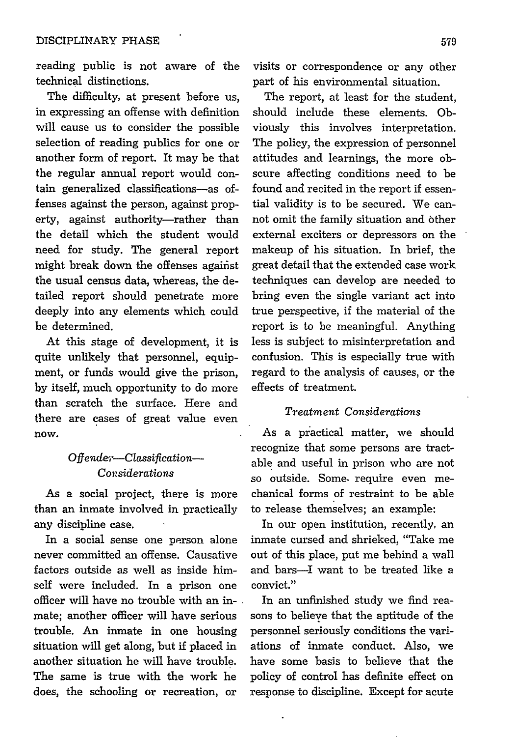reading public is not aware of the technical distinctions.

The difficulty, at present before us, in expressing an offense with definition will cause us to consider the possible selection of reading publics for one or another form of report. It may be that the regular annual report would contain generalized classifications—as offenses against the person, against property, against authority—rather than the detail which the student would need for study. The general report might break down the offenses against the usual census data, whereas, the detailed report should penetrate more deeply into any elements which could be determined.

At this stage of development, it is quite unlikely that personnel, equipment, or funds would give the prison, by itself, much opportunity to do more than scratch the surface. Here and there are cases of great value even now.

### *Offender—Classification—Considerations*

As a social project, there is more than an inmate involved in practically any discipline case.

In a social sense one person alone never committed an offense. Causative factors outside as well as inside himself were included. In a prison one officer will have no trouble with an inmate; another officer will have serious trouble. An inmate in one housing situation will get along, but if placed in another situation he will have trouble. The same is true with the work he does, the schooling or recreation, or visits or correspondence or any other part of his environmental situation.

The report, at least for the student, should include these elements. Obviously this involves interpretation. The policy, the expression of personnel attitudes and learnings, the more obscure affecting conditions need to be found and recited in the report if essential validity is to be secured. We cannot omit the family situation and other external exciters or depressors on the makeup of his situation. In brief, the great detail that the extended case work techniques can develop are needed to bring even the single variant act into true perspective, if the material of the report is to be meaningful. Anything less is subject to misinterpretation and confusion. This is especially true with regard to the analysis of causes, or the effects of treatment.

### *Treatment Considerations*

As a practical matter, we should recognize that some persons are tractable and useful in prison who are not so outside. Some require even mechanical forms of restraint to be able to release themselves; an example:

In our open institution, recently, an inmate cursed and shrieked, "Take me out of this place, put me behind a wall and bars—I want to be treated like a convict."

In an unfinished study we find reasons to believe that the aptitude of the personnel seriously conditions the variations of inmate conduct. Also, we have some basis to believe that the policy of control has definite effect on response to discipline. Except for acute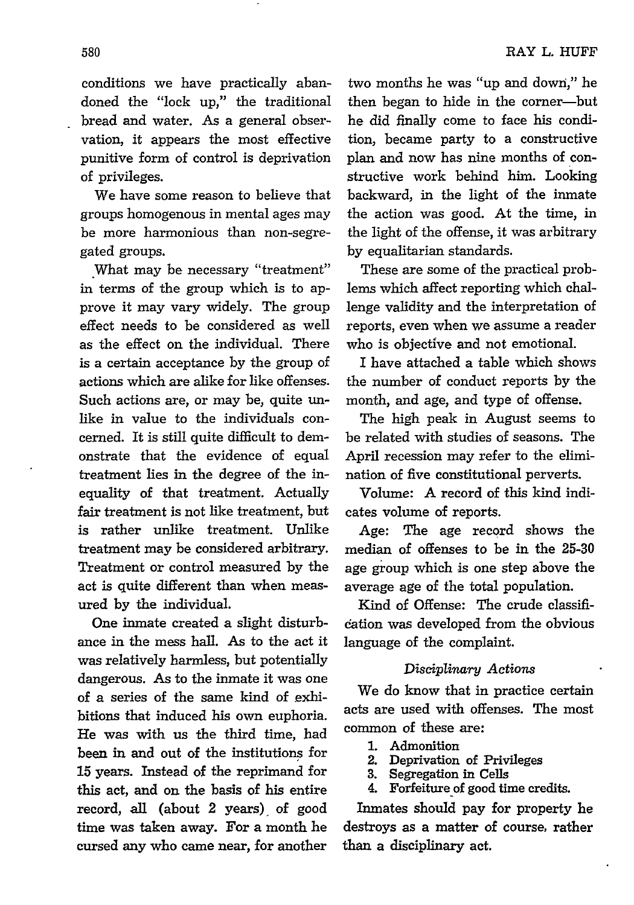conditions we have practically abandoned the "lock up," the traditional bread and water. As a general observation, it appears the most effective punitive form of control is deprivation of privileges.

We have some reason to believe that groups homogenous in mental ages may be more harmonious than non-segregated groups.

What may be necessary "treatment" in terms of the group which is to approve it may vary widely. The group effect needs to be considered as well as the effect on the individual. There is a certain acceptance by the group of actions which are alike for like offenses. Such actions are, or may be, quite unlike in value to the individuals concerned. It is still quite difficult to demonstrate that the evidence of equal treatment lies in the degree of the inequality of that treatment. Actually fair treatment is not like treatment, but is rather unlike treatment. Unlike treatment may be considered arbitrary. Treatment or control measured by the act is quite different than when measured by the individual.

One inmate created a slight disturbance in the mess hall. As to the act it was relatively harmless, but potentially dangerous. As to the inmate it was one of a series of the same kind of exhibitions that induced his own euphoria. He was with us the third time, had been in and out of the institutions for 15 years. Instead of the reprimand for this act, and on the basis of his entire record, all (about 2 years) of good time was taken away. For a month he cursed any who came near, for another two months he was "up and down," he then began to hide in the corner—but he did finally come to face his condition, became party to a constructive plan and now has nine months of constructive work behind him. Looking backward, in the light of the inmate the action was good. At the time, in the light of the offense, it was arbitrary by equalitarian standards.

These are some of the practical problems which affect reporting which challenge validity and the interpretation of reports, even when we assume a reader who is objective and not emotional.

I have attached a table which shows the number of conduct reports by the month, and age, and type of offense.

The high peak in August seems to be related with studies of seasons. The April recession may refer to the elimination of five constitutional perverts.

Volume: A record of this kind indicates volume of reports.

Age: The age record shows the median of offenses to be in the 25-30 age group which is one step above the average age of the total population.

Kind of Offense: The crude classification was developed from the obvious language of the complaint.

*Disciplinary Actions*

We do know that in practice certain acts are used with offenses. The most common of these are:

1. Admonition
2. Deprivation of Privileges
3. Segregation in Cells
4. Forfeiture of good time credits.

Inmates should pay for property he destroys as a matter of course, rather than a disciplinary act.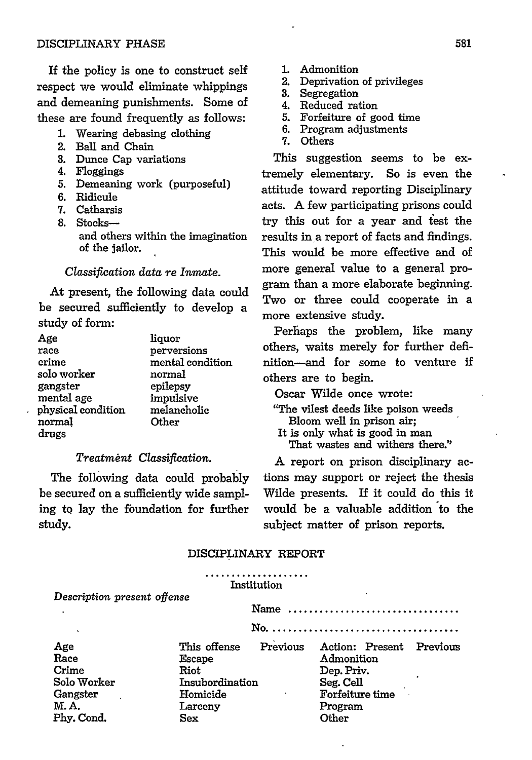If the policy is one to construct self respect we would eliminate whippings and demeaning punishments. Some of these are found frequently as follows:

1. Wearing debasing clothing
2. Ball and Chain
3. Dunce Cap variations
4. Floggings
5. Demeaning work (purposeful)
6. Ridicule
7. Catharsis
8. Stocks—
   and others within the imagination of the jailor.

*Classification data re Inmate.*

At present, the following data could be secured sufficiently to develop a study of form:

| | |
|---|---|
| Age | liquor |
| race | perversions |
| crime | mental condition |
| solo worker | normal |
| gangster | epilepsy |
| mental age | impulsive |
| physical condition | melancholic |
| normal | Other |
| drugs | |

*Treatment Classification.*

The following data could probably be secured on a sufficiently wide sampling to lay the foundation for further study.

1. Admonition
2. Deprivation of privileges
3. Segregation
4. Reduced ration
5. Forfeiture of good time
6. Program adjustments
7. Others

This suggestion seems to be extremely elementary. So is even the attitude toward reporting Disciplinary acts. A few participating prisons could try this out for a year and test the results in a report of facts and findings. This would be more effective and of more general value to a general program than a more elaborate beginning. Two or three could cooperate in a more extensive study.

Perhaps the problem, like many others, waits merely for further definition—and for some to venture if others are to begin.

Oscar Wilde once wrote:

> "The vilest deeds like poison weeds
> Bloom well in prison air;
> It is only what is good in man
> That wastes and withers there."

A report on prison disciplinary actions may support or reject the thesis Wilde presents. If it could do this it would be a valuable addition to the subject matter of prison reports.

## DISCIPLINARY REPORT

....................
Institution

*Description present offense*

Name ................................

No. ....................................

| | This offense | Previous | Action: Present | Previous |
|---|---|---|---|---|
| Age | Escape | | Admonition | |
| Race | Riot | | Dep. Priv. | |
| Crime | Insubordination | | Seg. Cell | |
| Solo Worker | Homicide | | Forfeiture time | |
| Gangster | Larceny | | Program | |
| M. A. | Sex | | Other | |
| Phy. Cond. | | | | |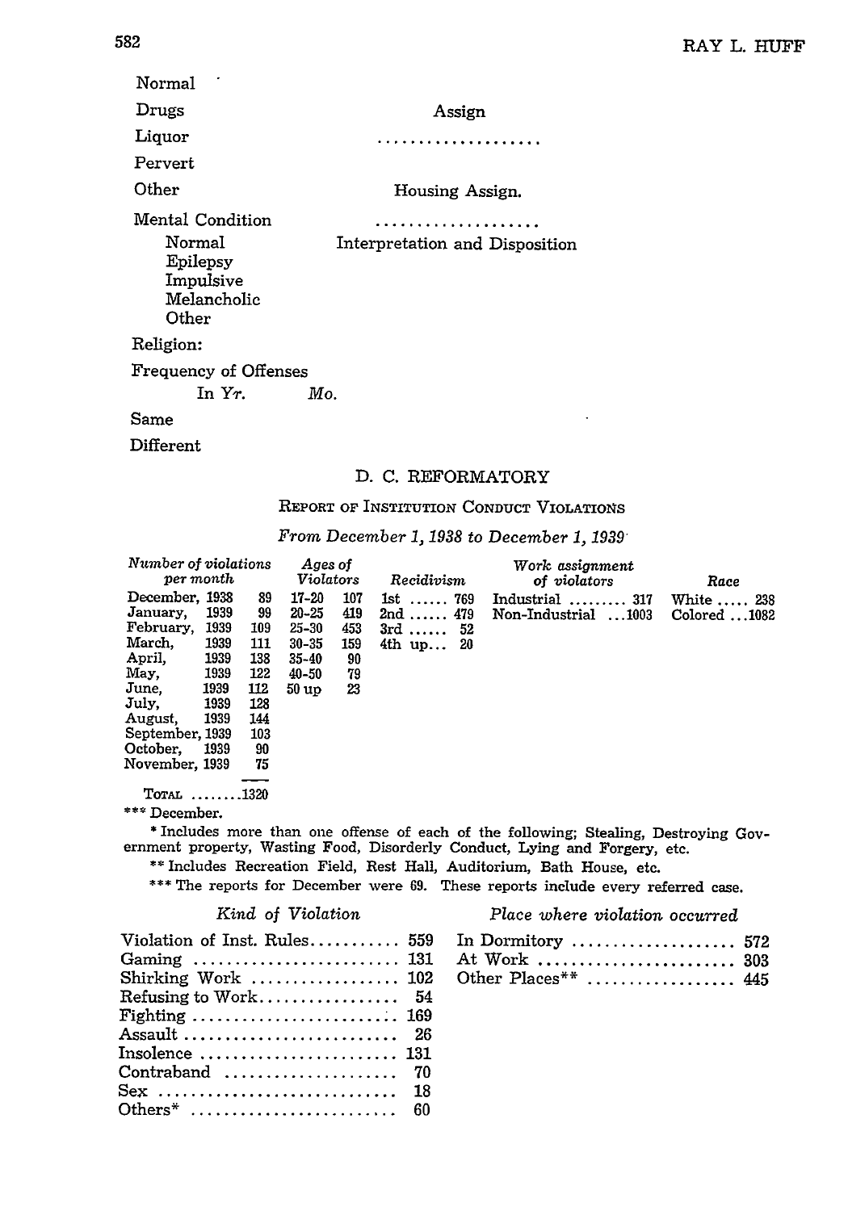Normal

Drugs

Liquor

Pervert

Other

Mental Condition

Normal
Epilepsy
Impulsive
Melancholic
Other

Religion:

Frequency of Offenses

In *Yr.* *Mo.*

Same

Different

Assign

....................

Housing Assign.

....................

Interpretation and Disposition

## D. C. REFORMATORY

### REPORT OF INSTITUTION CONDUCT VIOLATIONS

*From December 1, 1938 to December 1, 1939*

| *Number of violations per month* | | *Ages of Violators* | | *Recidivism* | | *Work assignment of violators* | | *Race* | |
|---|---|---|---|---|---|---|---|---|---|
| December, 1938 | 89 | 17-20 | 107 | 1st ...... | 769 | Industrial ......... | 317 | White ..... | 238 |
| January, 1939 | 99 | 20-25 | 419 | 2nd ...... | 479 | Non-Industrial ... | 1003 | Colored ... | 1082 |
| February, 1939 | 109 | 25-30 | 453 | 3rd ...... | 52 | | | | |
| March, 1939 | 111 | 30-35 | 159 | 4th up... | 20 | | | | |
| April, 1939 | 138 | 35-40 | 90 | | | | | | |
| May, 1939 | 122 | 40-50 | 79 | | | | | | |
| June, 1939 | 112 | 50 up | 23 | | | | | | |
| July, 1939 | 128 | | | | | | | | |
| August, 1939 | 144 | | | | | | | | |
| September, 1939 | 103 | | | | | | | | |
| October, 1939 | 90 | | | | | | | | |
| November, 1939 | 75 | | | | | | | | |
| TOTAL ........ | 1320 | | | | | | | | |

*** December.

* Includes more than one offense of each of the following; Stealing, Destroying Government property, Wasting Food, Disorderly Conduct, Lying and Forgery, etc.

** Includes Recreation Field, Rest Hall, Auditorium, Bath House, etc.

*** The reports for December were 69. These reports include every referred case.

| *Kind of Violation* | | *Place where violation occurred* | |
|---|---|---|---|
| Violation of Inst. Rules........... | 559 | In Dormitory .................... | 572 |
| Gaming ......................... | 131 | At Work ........................ | 303 |
| Shirking Work .................. | 102 | Other Places** .................. | 445 |
| Refusing to Work................ | 54 | | |
| Fighting ......................... | 169 | | |
| Assault ......................... | 26 | | |
| Insolence ....................... | 131 | | |
| Contraband ..................... | 70 | | |
| Sex ............................. | 18 | | |
| Others* ......................... | 60 | | |